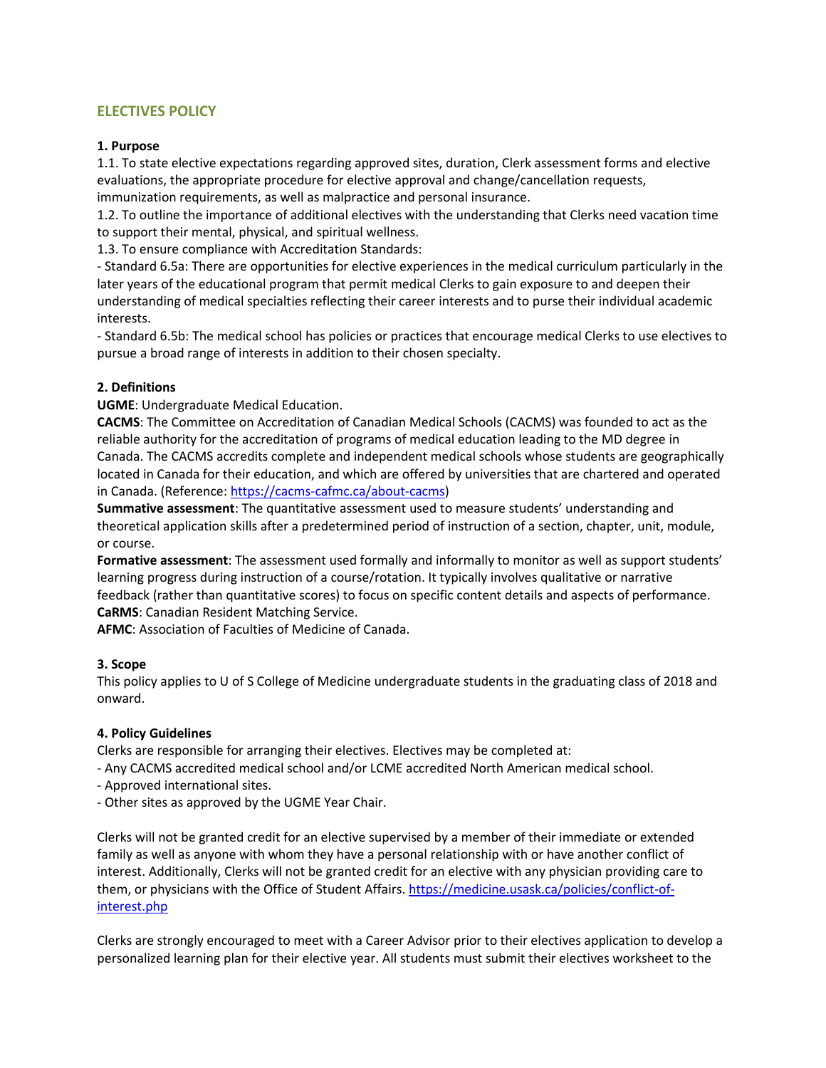# ELECTIVES POLICY

## 1. Purpose

1.1. To state elective expectations regarding approved sites, duration, Clerk assessment forms and elective evaluations, the appropriate procedure for elective approval and change/cancellation requests, immunization requirements, as well as malpractice and personal insurance.

1.2. To outline the importance of additional electives with the understanding that Clerks need vacation time to support their mental, physical, and spiritual wellness.

1.3. To ensure compliance with Accreditation Standards:

- Standard 6.5a: There are opportunities for elective experiences in the medical curriculum particularly in the later years of the educational program that permit medical Clerks to gain exposure to and deepen their understanding of medical specialties reflecting their career interests and to purse their individual academic interests.
- Standard 6.5b: The medical school has policies or practices that encourage medical Clerks to use electives to pursue a broad range of interests in addition to their chosen specialty.

## 2. Definitions

**UGME**: Undergraduate Medical Education.

**CACMS**: The Committee on Accreditation of Canadian Medical Schools (CACMS) was founded to act as the reliable authority for the accreditation of programs of medical education leading to the MD degree in Canada. The CACMS accredits complete and independent medical schools whose students are geographically located in Canada for their education, and which are offered by universities that are chartered and operated in Canada. (Reference: [https://cacms-cafmc.ca/about-cacms](https://cacms-cafmc.ca/about-cacms))

**Summative assessment**: The quantitative assessment used to measure students' understanding and theoretical application skills after a predetermined period of instruction of a section, chapter, unit, module, or course.

**Formative assessment**: The assessment used formally and informally to monitor as well as support students' learning progress during instruction of a course/rotation. It typically involves qualitative or narrative feedback (rather than quantitative scores) to focus on specific content details and aspects of performance.

**CaRMS**: Canadian Resident Matching Service.

**AFMC**: Association of Faculties of Medicine of Canada.

## 3. Scope

This policy applies to U of S College of Medicine undergraduate students in the graduating class of 2018 and onward.

## 4. Policy Guidelines

Clerks are responsible for arranging their electives. Electives may be completed at:

- Any CACMS accredited medical school and/or LCME accredited North American medical school.
- Approved international sites.
- Other sites as approved by the UGME Year Chair.

Clerks will not be granted credit for an elective supervised by a member of their immediate or extended family as well as anyone with whom they have a personal relationship with or have another conflict of interest. Additionally, Clerks will not be granted credit for an elective with any physician providing care to them, or physicians with the Office of Student Affairs. [https://medicine.usask.ca/policies/conflict-of-interest.php](https://medicine.usask.ca/policies/conflict-of-interest.php)

Clerks are strongly encouraged to meet with a Career Advisor prior to their electives application to develop a personalized learning plan for their elective year. All students must submit their electives worksheet to the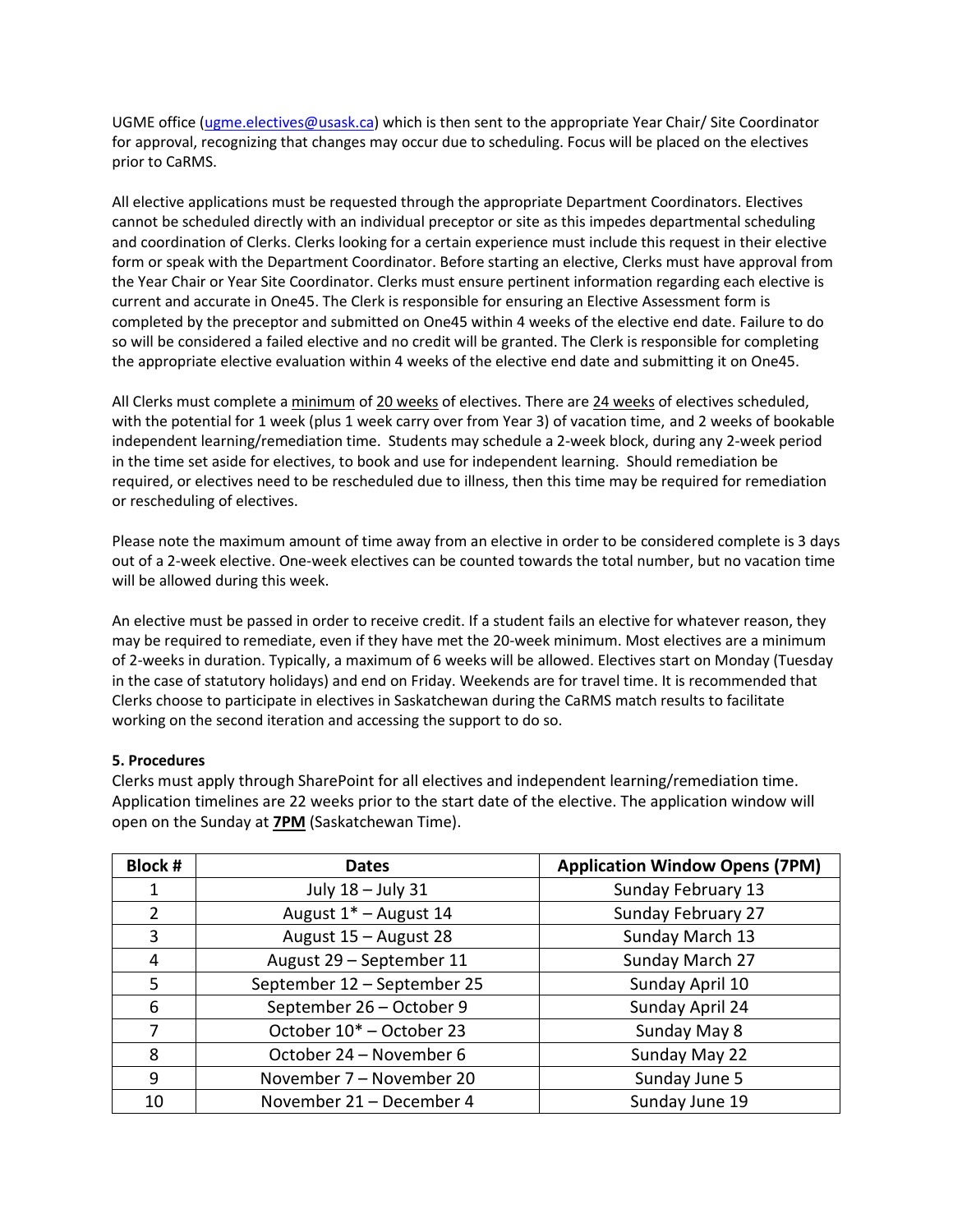UGME office (ugme.electives@usask.ca) which is then sent to the appropriate Year Chair/ Site Coordinator for approval, recognizing that changes may occur due to scheduling. Focus will be placed on the electives prior to CaRMS.

All elective applications must be requested through the appropriate Department Coordinators. Electives cannot be scheduled directly with an individual preceptor or site as this impedes departmental scheduling and coordination of Clerks. Clerks looking for a certain experience must include this request in their elective form or speak with the Department Coordinator. Before starting an elective, Clerks must have approval from the Year Chair or Year Site Coordinator. Clerks must ensure pertinent information regarding each elective is current and accurate in One45. The Clerk is responsible for ensuring an Elective Assessment form is completed by the preceptor and submitted on One45 within 4 weeks of the elective end date. Failure to do so will be considered a failed elective and no credit will be granted. The Clerk is responsible for completing the appropriate elective evaluation within 4 weeks of the elective end date and submitting it on One45.

All Clerks must complete a minimum of 20 weeks of electives. There are 24 weeks of electives scheduled, with the potential for 1 week (plus 1 week carry over from Year 3) of vacation time, and 2 weeks of bookable independent learning/remediation time. Students may schedule a 2-week block, during any 2-week period in the time set aside for electives, to book and use for independent learning. Should remediation be required, or electives need to be rescheduled due to illness, then this time may be required for remediation or rescheduling of electives.

Please note the maximum amount of time away from an elective in order to be considered complete is 3 days out of a 2-week elective. One-week electives can be counted towards the total number, but no vacation time will be allowed during this week.

An elective must be passed in order to receive credit. If a student fails an elective for whatever reason, they may be required to remediate, even if they have met the 20-week minimum. Most electives are a minimum of 2-weeks in duration. Typically, a maximum of 6 weeks will be allowed. Electives start on Monday (Tuesday in the case of statutory holidays) and end on Friday. Weekends are for travel time. It is recommended that Clerks choose to participate in electives in Saskatchewan during the CaRMS match results to facilitate working on the second iteration and accessing the support to do so.

**5. Procedures**

Clerks must apply through SharePoint for all electives and independent learning/remediation time. Application timelines are 22 weeks prior to the start date of the elective. The application window will open on the Sunday at **7PM** (Saskatchewan Time).

| Block # | Dates | Application Window Opens (7PM) |
|---|---|---|
| 1 | July 18 – July 31 | Sunday February 13 |
| 2 | August 1* – August 14 | Sunday February 27 |
| 3 | August 15 – August 28 | Sunday March 13 |
| 4 | August 29 – September 11 | Sunday March 27 |
| 5 | September 12 – September 25 | Sunday April 10 |
| 6 | September 26 – October 9 | Sunday April 24 |
| 7 | October 10* – October 23 | Sunday May 8 |
| 8 | October 24 – November 6 | Sunday May 22 |
| 9 | November 7 – November 20 | Sunday June 5 |
| 10 | November 21 – December 4 | Sunday June 19 |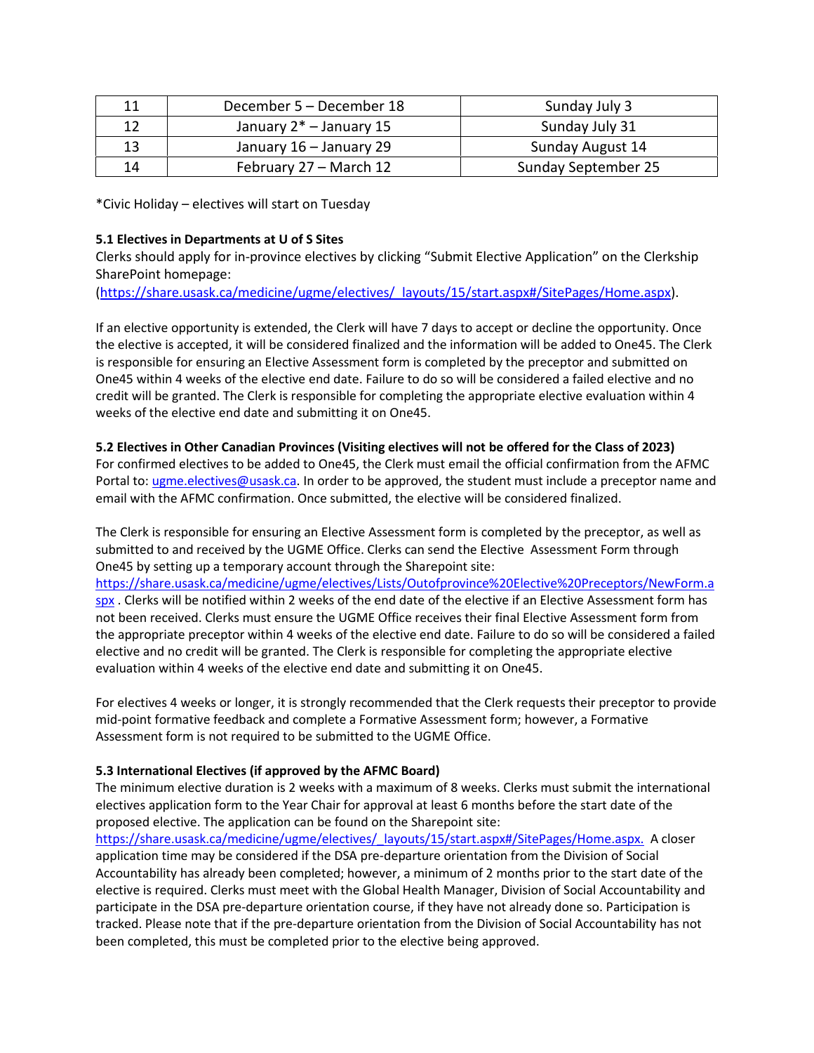| 11 | December 5 – December 18 | Sunday July 3 |
|---|---|---|
| 12 | January 2* – January 15 | Sunday July 31 |
| 13 | January 16 – January 29 | Sunday August 14 |
| 14 | February 27 – March 12 | Sunday September 25 |

*Civic Holiday – electives will start on Tuesday

**5.1 Electives in Departments at U of S Sites**

Clerks should apply for in-province electives by clicking "Submit Elective Application" on the Clerkship SharePoint homepage:
(https://share.usask.ca/medicine/ugme/electives/_layouts/15/start.aspx#/SitePages/Home.aspx).

If an elective opportunity is extended, the Clerk will have 7 days to accept or decline the opportunity. Once the elective is accepted, it will be considered finalized and the information will be added to One45. The Clerk is responsible for ensuring an Elective Assessment form is completed by the preceptor and submitted on One45 within 4 weeks of the elective end date. Failure to do so will be considered a failed elective and no credit will be granted. The Clerk is responsible for completing the appropriate elective evaluation within 4 weeks of the elective end date and submitting it on One45.

**5.2 Electives in Other Canadian Provinces (Visiting electives will not be offered for the Class of 2023)**

For confirmed electives to be added to One45, the Clerk must email the official confirmation from the AFMC Portal to: ugme.electives@usask.ca. In order to be approved, the student must include a preceptor name and email with the AFMC confirmation. Once submitted, the elective will be considered finalized.

The Clerk is responsible for ensuring an Elective Assessment form is completed by the preceptor, as well as submitted to and received by the UGME Office. Clerks can send the Elective Assessment Form through One45 by setting up a temporary account through the Sharepoint site:
https://share.usask.ca/medicine/ugme/electives/Lists/Outofprovince%20Elective%20Preceptors/NewForm.aspx . Clerks will be notified within 2 weeks of the end date of the elective if an Elective Assessment form has not been received. Clerks must ensure the UGME Office receives their final Elective Assessment form from the appropriate preceptor within 4 weeks of the elective end date. Failure to do so will be considered a failed elective and no credit will be granted. The Clerk is responsible for completing the appropriate elective evaluation within 4 weeks of the elective end date and submitting it on One45.

For electives 4 weeks or longer, it is strongly recommended that the Clerk requests their preceptor to provide mid-point formative feedback and complete a Formative Assessment form; however, a Formative Assessment form is not required to be submitted to the UGME Office.

**5.3 International Electives (if approved by the AFMC Board)**

The minimum elective duration is 2 weeks with a maximum of 8 weeks. Clerks must submit the international electives application form to the Year Chair for approval at least 6 months before the start date of the proposed elective. The application can be found on the Sharepoint site:
https://share.usask.ca/medicine/ugme/electives/_layouts/15/start.aspx#/SitePages/Home.aspx. A closer application time may be considered if the DSA pre-departure orientation from the Division of Social Accountability has already been completed; however, a minimum of 2 months prior to the start date of the elective is required. Clerks must meet with the Global Health Manager, Division of Social Accountability and participate in the DSA pre-departure orientation course, if they have not already done so. Participation is tracked. Please note that if the pre-departure orientation from the Division of Social Accountability has not been completed, this must be completed prior to the elective being approved.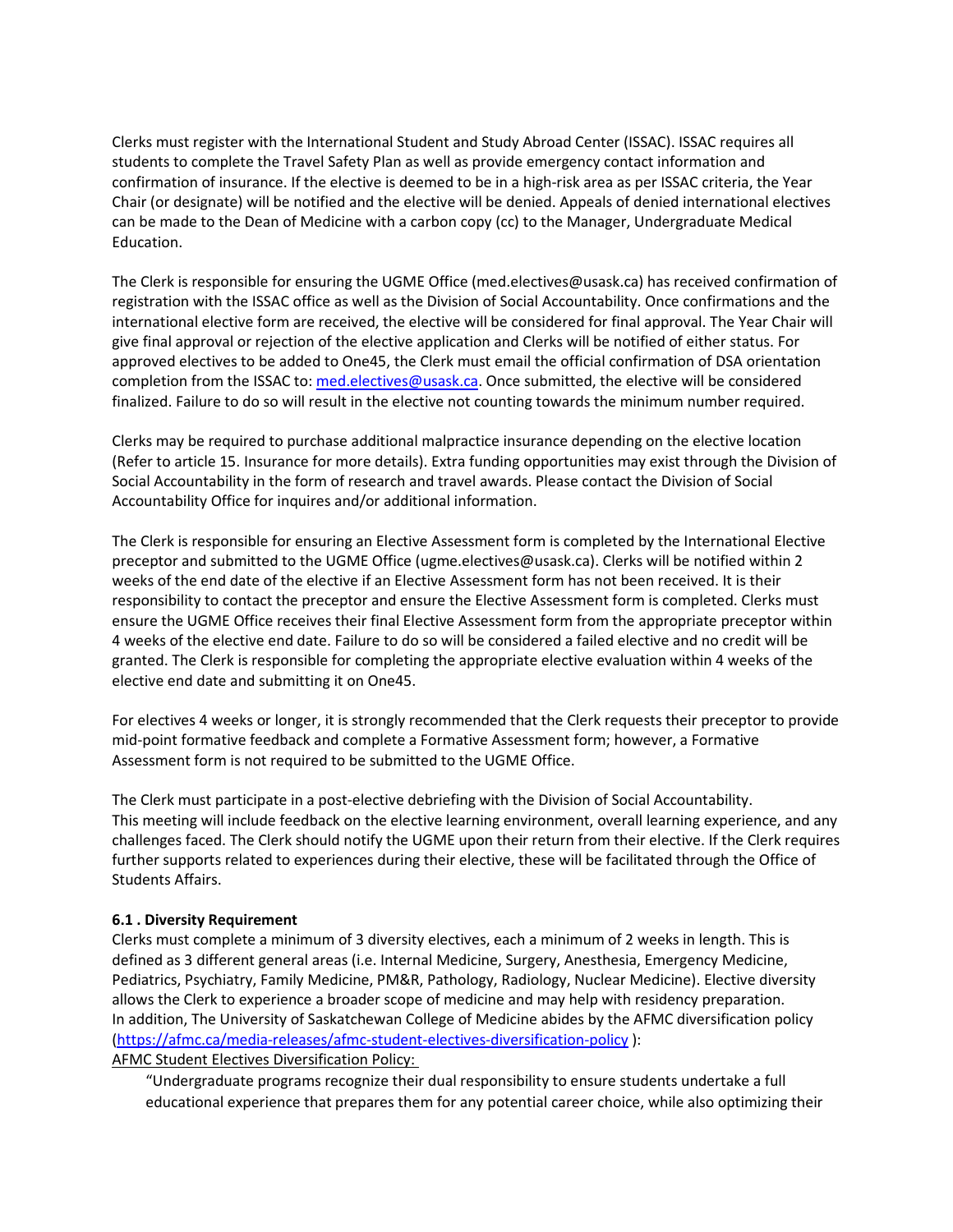Clerks must register with the International Student and Study Abroad Center (ISSAC). ISSAC requires all students to complete the Travel Safety Plan as well as provide emergency contact information and confirmation of insurance. If the elective is deemed to be in a high-risk area as per ISSAC criteria, the Year Chair (or designate) will be notified and the elective will be denied. Appeals of denied international electives can be made to the Dean of Medicine with a carbon copy (cc) to the Manager, Undergraduate Medical Education.

The Clerk is responsible for ensuring the UGME Office (med.electives@usask.ca) has received confirmation of registration with the ISSAC office as well as the Division of Social Accountability. Once confirmations and the international elective form are received, the elective will be considered for final approval. The Year Chair will give final approval or rejection of the elective application and Clerks will be notified of either status. For approved electives to be added to One45, the Clerk must email the official confirmation of DSA orientation completion from the ISSAC to: [med.electives@usask.ca](mailto:med.electives@usask.ca). Once submitted, the elective will be considered finalized. Failure to do so will result in the elective not counting towards the minimum number required.

Clerks may be required to purchase additional malpractice insurance depending on the elective location (Refer to article 15. Insurance for more details). Extra funding opportunities may exist through the Division of Social Accountability in the form of research and travel awards. Please contact the Division of Social Accountability Office for inquires and/or additional information.

The Clerk is responsible for ensuring an Elective Assessment form is completed by the International Elective preceptor and submitted to the UGME Office (ugme.electives@usask.ca). Clerks will be notified within 2 weeks of the end date of the elective if an Elective Assessment form has not been received. It is their responsibility to contact the preceptor and ensure the Elective Assessment form is completed. Clerks must ensure the UGME Office receives their final Elective Assessment form from the appropriate preceptor within 4 weeks of the elective end date. Failure to do so will be considered a failed elective and no credit will be granted. The Clerk is responsible for completing the appropriate elective evaluation within 4 weeks of the elective end date and submitting it on One45.

For electives 4 weeks or longer, it is strongly recommended that the Clerk requests their preceptor to provide mid-point formative feedback and complete a Formative Assessment form; however, a Formative Assessment form is not required to be submitted to the UGME Office.

The Clerk must participate in a post-elective debriefing with the Division of Social Accountability. This meeting will include feedback on the elective learning environment, overall learning experience, and any challenges faced. The Clerk should notify the UGME upon their return from their elective. If the Clerk requires further supports related to experiences during their elective, these will be facilitated through the Office of Students Affairs.

#### 6.1 . Diversity Requirement

Clerks must complete a minimum of 3 diversity electives, each a minimum of 2 weeks in length. This is defined as 3 different general areas (i.e. Internal Medicine, Surgery, Anesthesia, Emergency Medicine, Pediatrics, Psychiatry, Family Medicine, PM&R, Pathology, Radiology, Nuclear Medicine). Elective diversity allows the Clerk to experience a broader scope of medicine and may help with residency preparation. In addition, The University of Saskatchewan College of Medicine abides by the AFMC diversification policy ([https://afmc.ca/media-releases/afmc-student-electives-diversification-policy](https://afmc.ca/media-releases/afmc-student-electives-diversification-policy) ):

<u>AFMC Student Electives Diversification Policy:</u>

> "Undergraduate programs recognize their dual responsibility to ensure students undertake a full educational experience that prepares them for any potential career choice, while also optimizing their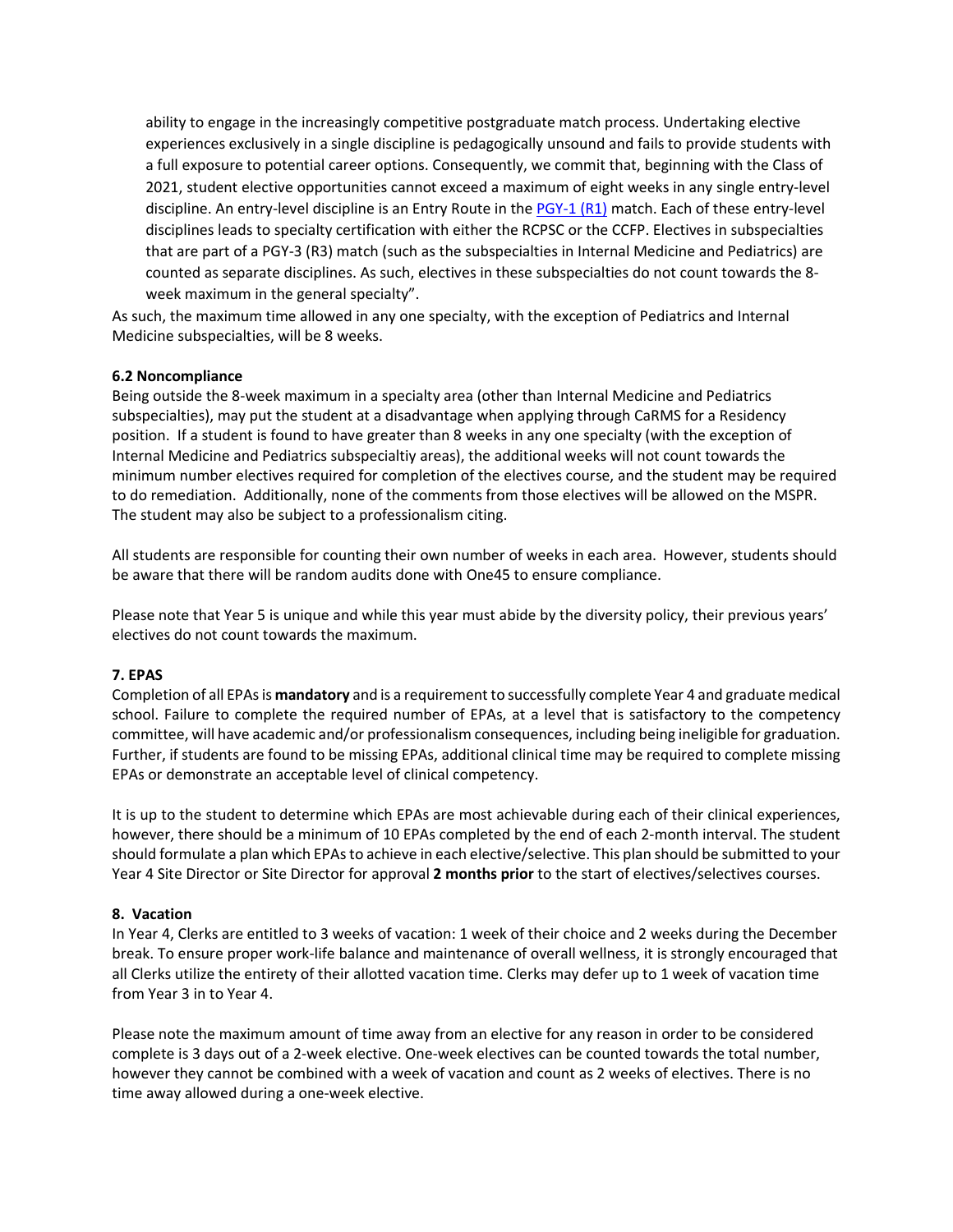ability to engage in the increasingly competitive postgraduate match process. Undertaking elective experiences exclusively in a single discipline is pedagogically unsound and fails to provide students with a full exposure to potential career options. Consequently, we commit that, beginning with the Class of 2021, student elective opportunities cannot exceed a maximum of eight weeks in any single entry-level discipline. An entry-level discipline is an Entry Route in the PGY-1 (R1) match. Each of these entry-level disciplines leads to specialty certification with either the RCPSC or the CCFP. Electives in subspecialties that are part of a PGY-3 (R3) match (such as the subspecialties in Internal Medicine and Pediatrics) are counted as separate disciplines. As such, electives in these subspecialties do not count towards the 8-week maximum in the general specialty".

As such, the maximum time allowed in any one specialty, with the exception of Pediatrics and Internal Medicine subspecialties, will be 8 weeks.

### 6.2 Noncompliance

Being outside the 8-week maximum in a specialty area (other than Internal Medicine and Pediatrics subspecialties), may put the student at a disadvantage when applying through CaRMS for a Residency position. If a student is found to have greater than 8 weeks in any one specialty (with the exception of Internal Medicine and Pediatrics subspecialtiy areas), the additional weeks will not count towards the minimum number electives required for completion of the electives course, and the student may be required to do remediation. Additionally, none of the comments from those electives will be allowed on the MSPR. The student may also be subject to a professionalism citing.

All students are responsible for counting their own number of weeks in each area. However, students should be aware that there will be random audits done with One45 to ensure compliance.

Please note that Year 5 is unique and while this year must abide by the diversity policy, their previous years' electives do not count towards the maximum.

## 7. EPAS

Completion of all EPAs is **mandatory** and is a requirement to successfully complete Year 4 and graduate medical school. Failure to complete the required number of EPAs, at a level that is satisfactory to the competency committee, will have academic and/or professionalism consequences, including being ineligible for graduation. Further, if students are found to be missing EPAs, additional clinical time may be required to complete missing EPAs or demonstrate an acceptable level of clinical competency.

It is up to the student to determine which EPAs are most achievable during each of their clinical experiences, however, there should be a minimum of 10 EPAs completed by the end of each 2-month interval. The student should formulate a plan which EPAs to achieve in each elective/selective. This plan should be submitted to your Year 4 Site Director or Site Director for approval **2 months prior** to the start of electives/selectives courses.

## 8. Vacation

In Year 4, Clerks are entitled to 3 weeks of vacation: 1 week of their choice and 2 weeks during the December break. To ensure proper work-life balance and maintenance of overall wellness, it is strongly encouraged that all Clerks utilize the entirety of their allotted vacation time. Clerks may defer up to 1 week of vacation time from Year 3 in to Year 4.

Please note the maximum amount of time away from an elective for any reason in order to be considered complete is 3 days out of a 2-week elective. One-week electives can be counted towards the total number, however they cannot be combined with a week of vacation and count as 2 weeks of electives. There is no time away allowed during a one-week elective.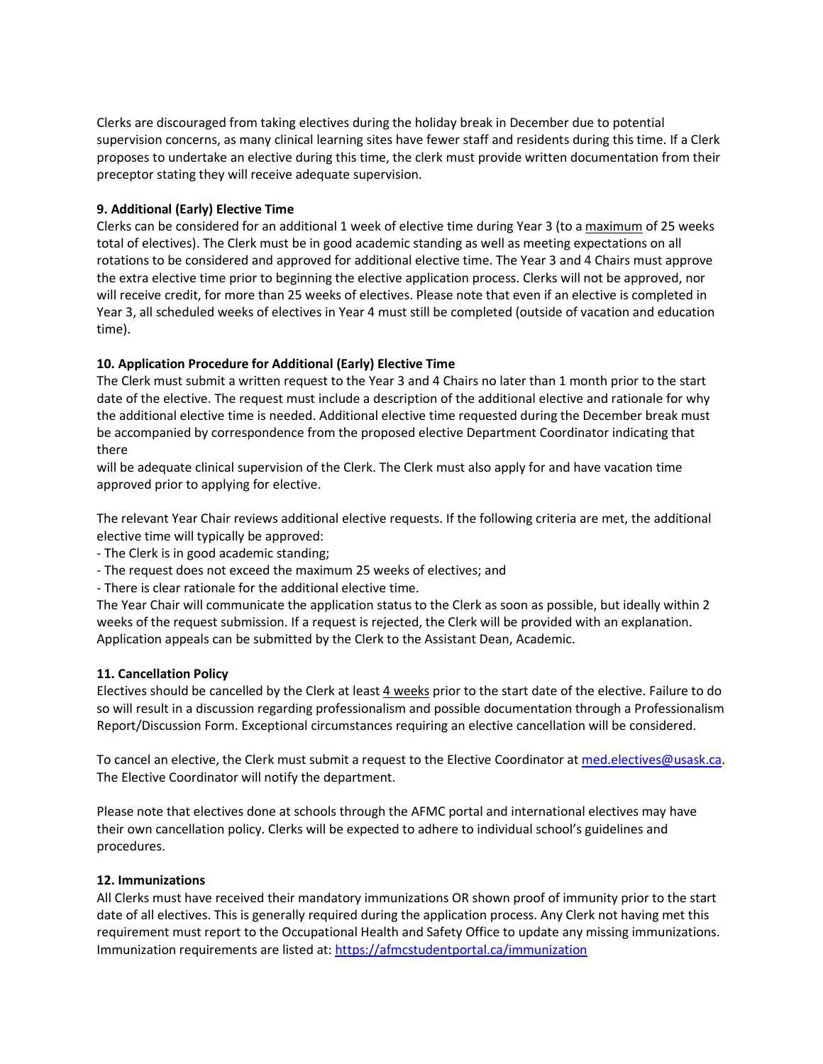Clerks are discouraged from taking electives during the holiday break in December due to potential supervision concerns, as many clinical learning sites have fewer staff and residents during this time. If a Clerk proposes to undertake an elective during this time, the clerk must provide written documentation from their preceptor stating they will receive adequate supervision.

### 9. Additional (Early) Elective Time

Clerks can be considered for an additional 1 week of elective time during Year 3 (to a maximum of 25 weeks total of electives). The Clerk must be in good academic standing as well as meeting expectations on all rotations to be considered and approved for additional elective time. The Year 3 and 4 Chairs must approve the extra elective time prior to beginning the elective application process. Clerks will not be approved, nor will receive credit, for more than 25 weeks of electives. Please note that even if an elective is completed in Year 3, all scheduled weeks of electives in Year 4 must still be completed (outside of vacation and education time).

### 10. Application Procedure for Additional (Early) Elective Time

The Clerk must submit a written request to the Year 3 and 4 Chairs no later than 1 month prior to the start date of the elective. The request must include a description of the additional elective and rationale for why the additional elective time is needed. Additional elective time requested during the December break must be accompanied by correspondence from the proposed elective Department Coordinator indicating that there will be adequate clinical supervision of the Clerk. The Clerk must also apply for and have vacation time approved prior to applying for elective.

The relevant Year Chair reviews additional elective requests. If the following criteria are met, the additional elective time will typically be approved:

- The Clerk is in good academic standing;
- The request does not exceed the maximum 25 weeks of electives; and
- There is clear rationale for the additional elective time.

The Year Chair will communicate the application status to the Clerk as soon as possible, but ideally within 2 weeks of the request submission. If a request is rejected, the Clerk will be provided with an explanation. Application appeals can be submitted by the Clerk to the Assistant Dean, Academic.

### 11. Cancellation Policy

Electives should be cancelled by the Clerk at least 4 weeks prior to the start date of the elective. Failure to do so will result in a discussion regarding professionalism and possible documentation through a Professionalism Report/Discussion Form. Exceptional circumstances requiring an elective cancellation will be considered.

To cancel an elective, the Clerk must submit a request to the Elective Coordinator at med.electives@usask.ca. The Elective Coordinator will notify the department.

Please note that electives done at schools through the AFMC portal and international electives may have their own cancellation policy. Clerks will be expected to adhere to individual school's guidelines and procedures.

### 12. Immunizations

All Clerks must have received their mandatory immunizations OR shown proof of immunity prior to the start date of all electives. This is generally required during the application process. Any Clerk not having met this requirement must report to the Occupational Health and Safety Office to update any missing immunizations. Immunization requirements are listed at: https://afmcstudentportal.ca/immunization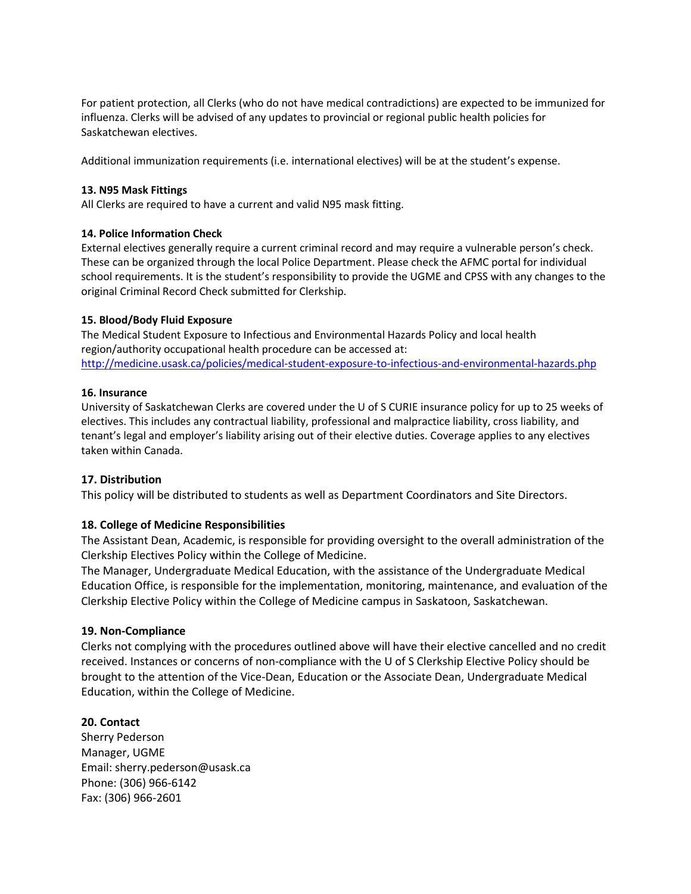For patient protection, all Clerks (who do not have medical contradictions) are expected to be immunized for influenza. Clerks will be advised of any updates to provincial or regional public health policies for Saskatchewan electives.

Additional immunization requirements (i.e. international electives) will be at the student's expense.

**13. N95 Mask Fittings**

All Clerks are required to have a current and valid N95 mask fitting.

**14. Police Information Check**

External electives generally require a current criminal record and may require a vulnerable person's check. These can be organized through the local Police Department. Please check the AFMC portal for individual school requirements. It is the student's responsibility to provide the UGME and CPSS with any changes to the original Criminal Record Check submitted for Clerkship.

**15. Blood/Body Fluid Exposure**

The Medical Student Exposure to Infectious and Environmental Hazards Policy and local health region/authority occupational health procedure can be accessed at: [http://medicine.usask.ca/policies/medical-student-exposure-to-infectious-and-environmental-hazards.php](http://medicine.usask.ca/policies/medical-student-exposure-to-infectious-and-environmental-hazards.php)

**16. Insurance**

University of Saskatchewan Clerks are covered under the U of S CURIE insurance policy for up to 25 weeks of electives. This includes any contractual liability, professional and malpractice liability, cross liability, and tenant's legal and employer's liability arising out of their elective duties. Coverage applies to any electives taken within Canada.

**17. Distribution**

This policy will be distributed to students as well as Department Coordinators and Site Directors.

**18. College of Medicine Responsibilities**

The Assistant Dean, Academic, is responsible for providing oversight to the overall administration of the Clerkship Electives Policy within the College of Medicine.

The Manager, Undergraduate Medical Education, with the assistance of the Undergraduate Medical Education Office, is responsible for the implementation, monitoring, maintenance, and evaluation of the Clerkship Elective Policy within the College of Medicine campus in Saskatoon, Saskatchewan.

**19. Non-Compliance**

Clerks not complying with the procedures outlined above will have their elective cancelled and no credit received. Instances or concerns of non-compliance with the U of S Clerkship Elective Policy should be brought to the attention of the Vice-Dean, Education or the Associate Dean, Undergraduate Medical Education, within the College of Medicine.

**20. Contact**

Sherry Pederson
Manager, UGME
Email: sherry.pederson@usask.ca
Phone: (306) 966-6142
Fax: (306) 966-2601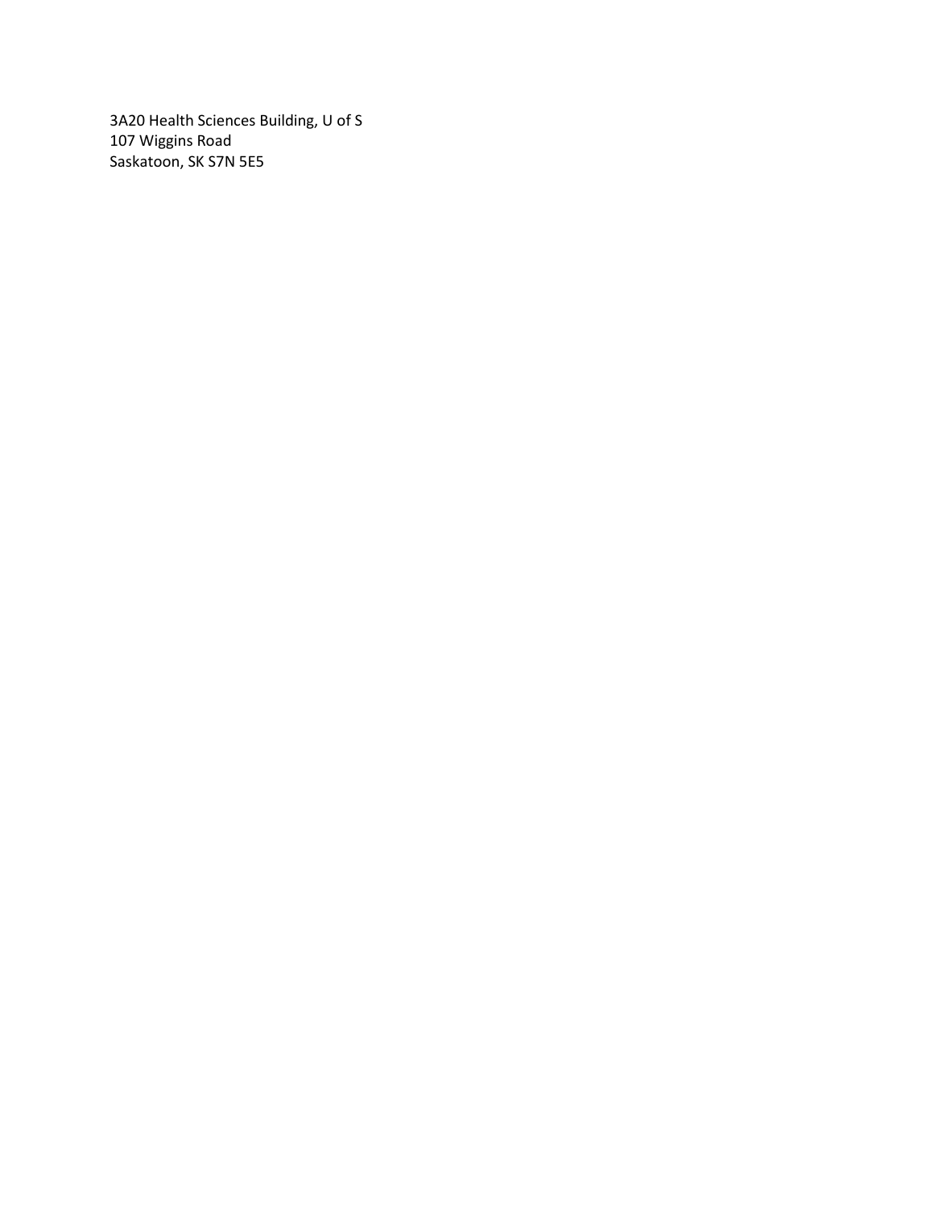3A20 Health Sciences Building, U of S
107 Wiggins Road
Saskatoon, SK S7N 5E5